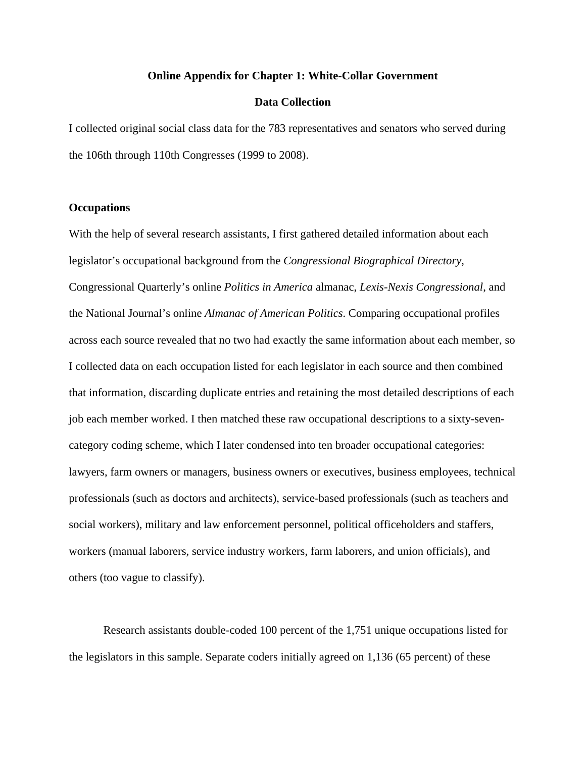# Online Appendix for Chapter 1: White-Collar Government

## Data Collection

I collected original social class data for the 783 representatives and senators who served during the 106th through 110th Congresses (1999 to 2008).

### Occupations

With the help of several research assistants, I first gathered detailed information about each legislator's occupational background from the *Congressional Biographical Directory*, Congressional Quarterly's online *Politics in America* almanac, *Lexis-Nexis Congressional*, and the National Journal's online *Almanac of American Politics*. Comparing occupational profiles across each source revealed that no two had exactly the same information about each member, so I collected data on each occupation listed for each legislator in each source and then combined that information, discarding duplicate entries and retaining the most detailed descriptions of each job each member worked. I then matched these raw occupational descriptions to a sixty-seven-category coding scheme, which I later condensed into ten broader occupational categories: lawyers, farm owners or managers, business owners or executives, business employees, technical professionals (such as doctors and architects), service-based professionals (such as teachers and social workers), military and law enforcement personnel, political officeholders and staffers, workers (manual laborers, service industry workers, farm laborers, and union officials), and others (too vague to classify).

Research assistants double-coded 100 percent of the 1,751 unique occupations listed for the legislators in this sample. Separate coders initially agreed on 1,136 (65 percent) of these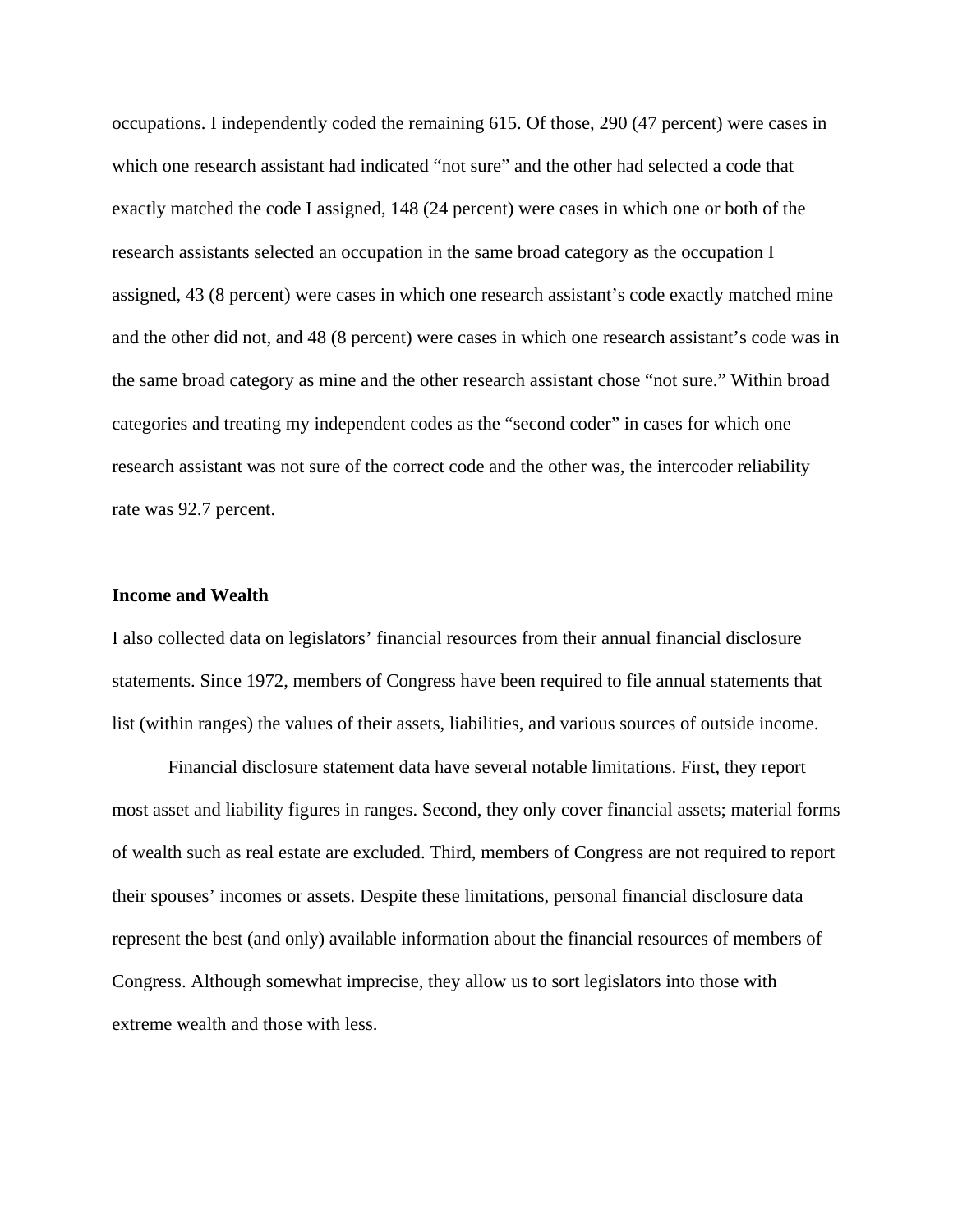occupations. I independently coded the remaining 615. Of those, 290 (47 percent) were cases in which one research assistant had indicated "not sure" and the other had selected a code that exactly matched the code I assigned, 148 (24 percent) were cases in which one or both of the research assistants selected an occupation in the same broad category as the occupation I assigned, 43 (8 percent) were cases in which one research assistant's code exactly matched mine and the other did not, and 48 (8 percent) were cases in which one research assistant's code was in the same broad category as mine and the other research assistant chose "not sure." Within broad categories and treating my independent codes as the "second coder" in cases for which one research assistant was not sure of the correct code and the other was, the intercoder reliability rate was 92.7 percent.

**Income and Wealth**

I also collected data on legislators' financial resources from their annual financial disclosure statements. Since 1972, members of Congress have been required to file annual statements that list (within ranges) the values of their assets, liabilities, and various sources of outside income.

Financial disclosure statement data have several notable limitations. First, they report most asset and liability figures in ranges. Second, they only cover financial assets; material forms of wealth such as real estate are excluded. Third, members of Congress are not required to report their spouses' incomes or assets. Despite these limitations, personal financial disclosure data represent the best (and only) available information about the financial resources of members of Congress. Although somewhat imprecise, they allow us to sort legislators into those with extreme wealth and those with less.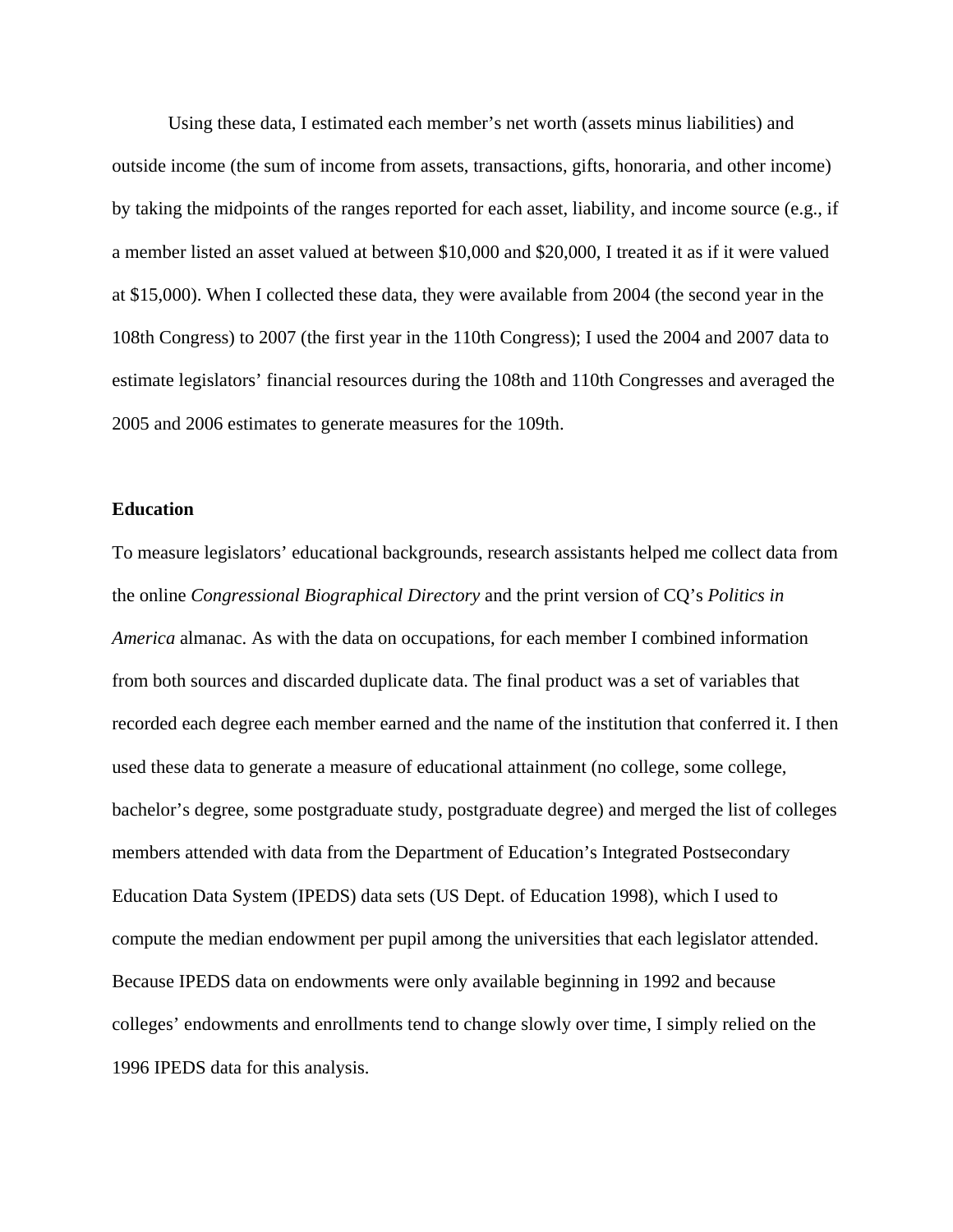Using these data, I estimated each member's net worth (assets minus liabilities) and outside income (the sum of income from assets, transactions, gifts, honoraria, and other income) by taking the midpoints of the ranges reported for each asset, liability, and income source (e.g., if a member listed an asset valued at between $10,000 and $20,000, I treated it as if it were valued at $15,000). When I collected these data, they were available from 2004 (the second year in the 108th Congress) to 2007 (the first year in the 110th Congress); I used the 2004 and 2007 data to estimate legislators' financial resources during the 108th and 110th Congresses and averaged the 2005 and 2006 estimates to generate measures for the 109th.

**Education**

To measure legislators' educational backgrounds, research assistants helped me collect data from the online *Congressional Biographical Directory* and the print version of CQ's *Politics in America* almanac. As with the data on occupations, for each member I combined information from both sources and discarded duplicate data. The final product was a set of variables that recorded each degree each member earned and the name of the institution that conferred it. I then used these data to generate a measure of educational attainment (no college, some college, bachelor's degree, some postgraduate study, postgraduate degree) and merged the list of colleges members attended with data from the Department of Education's Integrated Postsecondary Education Data System (IPEDS) data sets (US Dept. of Education 1998), which I used to compute the median endowment per pupil among the universities that each legislator attended. Because IPEDS data on endowments were only available beginning in 1992 and because colleges' endowments and enrollments tend to change slowly over time, I simply relied on the 1996 IPEDS data for this analysis.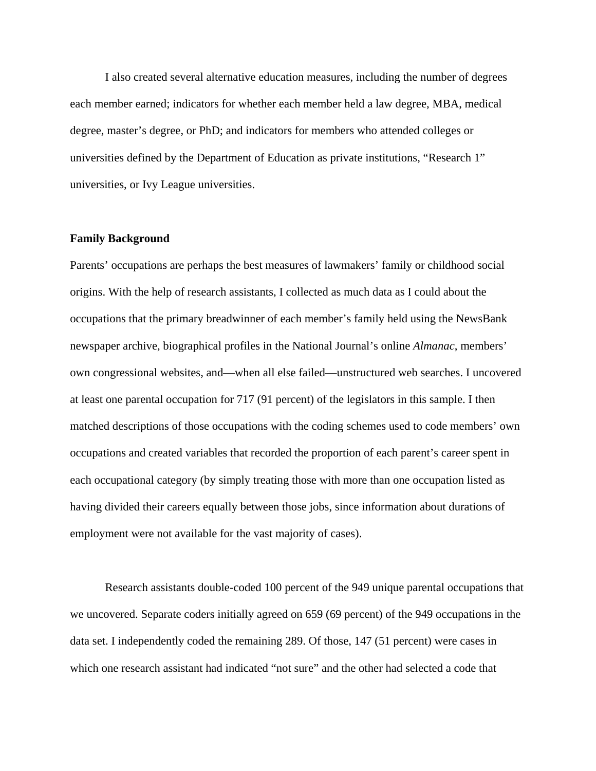I also created several alternative education measures, including the number of degrees each member earned; indicators for whether each member held a law degree, MBA, medical degree, master's degree, or PhD; and indicators for members who attended colleges or universities defined by the Department of Education as private institutions, "Research 1" universities, or Ivy League universities.

**Family Background**

Parents' occupations are perhaps the best measures of lawmakers' family or childhood social origins. With the help of research assistants, I collected as much data as I could about the occupations that the primary breadwinner of each member's family held using the NewsBank newspaper archive, biographical profiles in the National Journal's online *Almanac*, members' own congressional websites, and—when all else failed—unstructured web searches. I uncovered at least one parental occupation for 717 (91 percent) of the legislators in this sample. I then matched descriptions of those occupations with the coding schemes used to code members' own occupations and created variables that recorded the proportion of each parent's career spent in each occupational category (by simply treating those with more than one occupation listed as having divided their careers equally between those jobs, since information about durations of employment were not available for the vast majority of cases).

Research assistants double-coded 100 percent of the 949 unique parental occupations that we uncovered. Separate coders initially agreed on 659 (69 percent) of the 949 occupations in the data set. I independently coded the remaining 289. Of those, 147 (51 percent) were cases in which one research assistant had indicated "not sure" and the other had selected a code that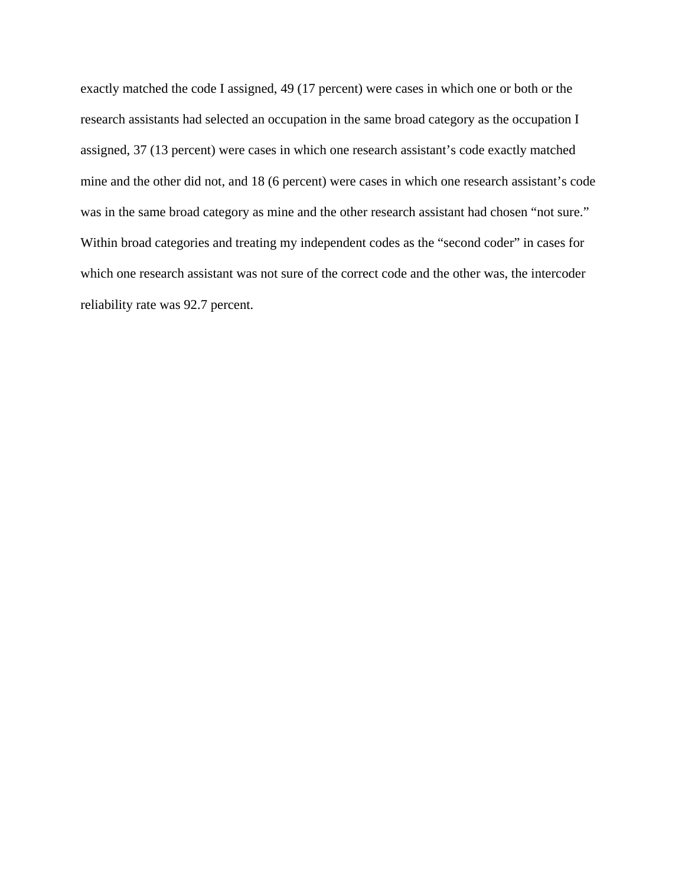exactly matched the code I assigned, 49 (17 percent) were cases in which one or both or the research assistants had selected an occupation in the same broad category as the occupation I assigned, 37 (13 percent) were cases in which one research assistant's code exactly matched mine and the other did not, and 18 (6 percent) were cases in which one research assistant's code was in the same broad category as mine and the other research assistant had chosen "not sure." Within broad categories and treating my independent codes as the "second coder" in cases for which one research assistant was not sure of the correct code and the other was, the intercoder reliability rate was 92.7 percent.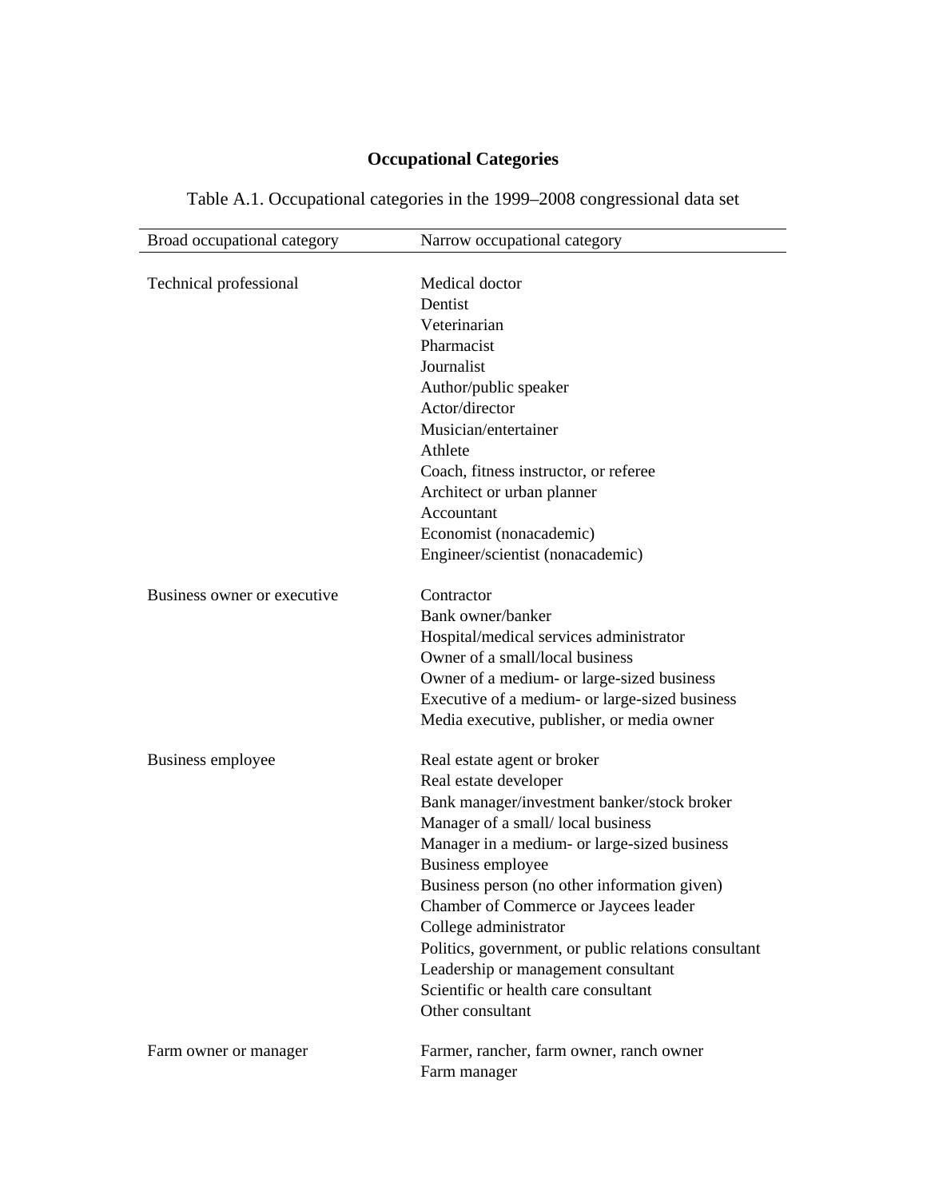## Occupational Categories

Table A.1. Occupational categories in the 1999–2008 congressional data set

| Broad occupational category | Narrow occupational category |
|---|---|
| Technical professional | Medical doctor |
| | Dentist |
| | Veterinarian |
| | Pharmacist |
| | Journalist |
| | Author/public speaker |
| | Actor/director |
| | Musician/entertainer |
| | Athlete |
| | Coach, fitness instructor, or referee |
| | Architect or urban planner |
| | Accountant |
| | Economist (nonacademic) |
| | Engineer/scientist (nonacademic) |
| Business owner or executive | Contractor |
| | Bank owner/banker |
| | Hospital/medical services administrator |
| | Owner of a small/local business |
| | Owner of a medium- or large-sized business |
| | Executive of a medium- or large-sized business |
| | Media executive, publisher, or media owner |
| Business employee | Real estate agent or broker |
| | Real estate developer |
| | Bank manager/investment banker/stock broker |
| | Manager of a small/ local business |
| | Manager in a medium- or large-sized business |
| | Business employee |
| | Business person (no other information given) |
| | Chamber of Commerce or Jaycees leader |
| | College administrator |
| | Politics, government, or public relations consultant |
| | Leadership or management consultant |
| | Scientific or health care consultant |
| | Other consultant |
| Farm owner or manager | Farmer, rancher, farm owner, ranch owner |
| | Farm manager |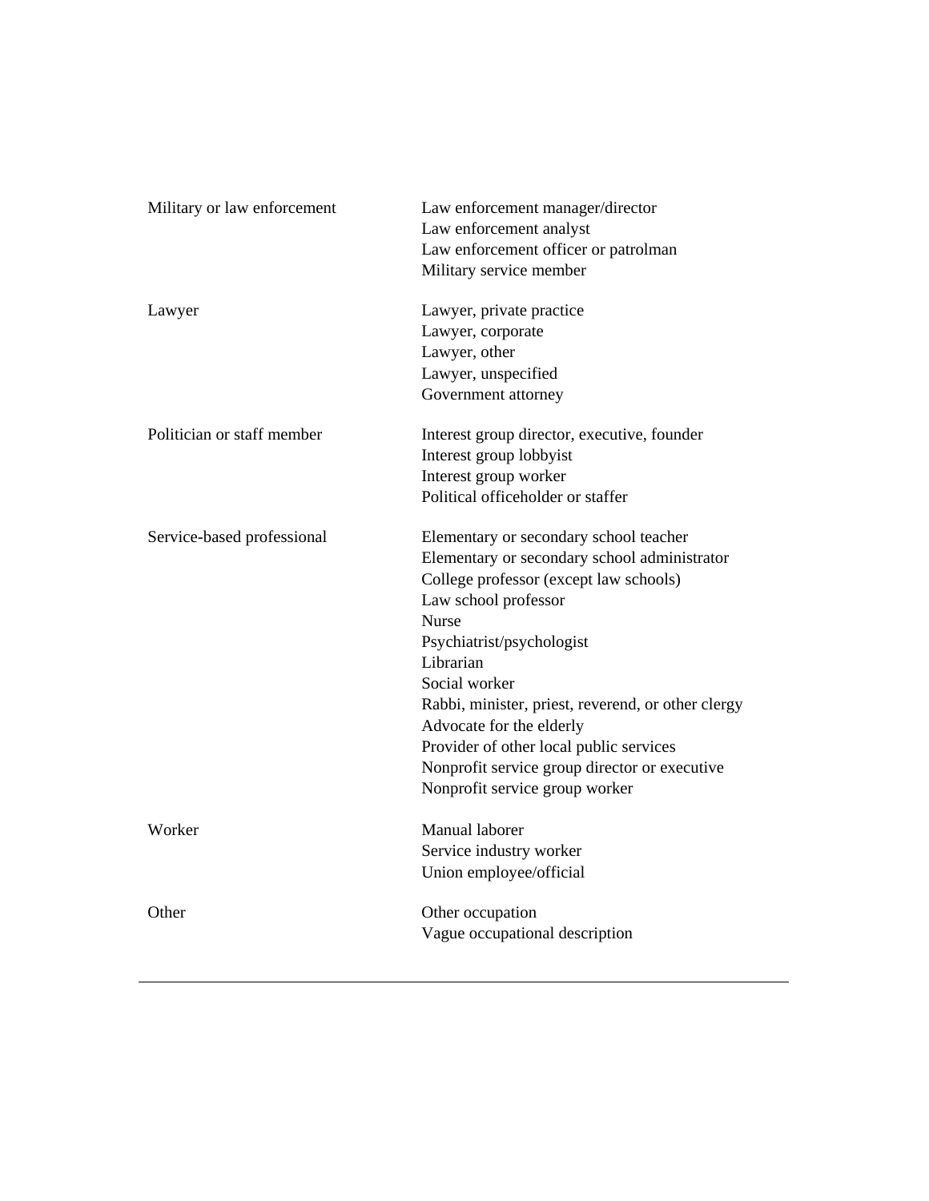| | |
|---|---|
| Military or law enforcement | Law enforcement manager/director<br>Law enforcement analyst<br>Law enforcement officer or patrolman<br>Military service member |
| Lawyer | Lawyer, private practice<br>Lawyer, corporate<br>Lawyer, other<br>Lawyer, unspecified<br>Government attorney |
| Politician or staff member | Interest group director, executive, founder<br>Interest group lobbyist<br>Interest group worker<br>Political officeholder or staffer |
| Service-based professional | Elementary or secondary school teacher<br>Elementary or secondary school administrator<br>College professor (except law schools)<br>Law school professor<br>Nurse<br>Psychiatrist/psychologist<br>Librarian<br>Social worker<br>Rabbi, minister, priest, reverend, or other clergy<br>Advocate for the elderly<br>Provider of other local public services<br>Nonprofit service group director or executive<br>Nonprofit service group worker |
| Worker | Manual laborer<br>Service industry worker<br>Union employee/official |
| Other | Other occupation<br>Vague occupational description |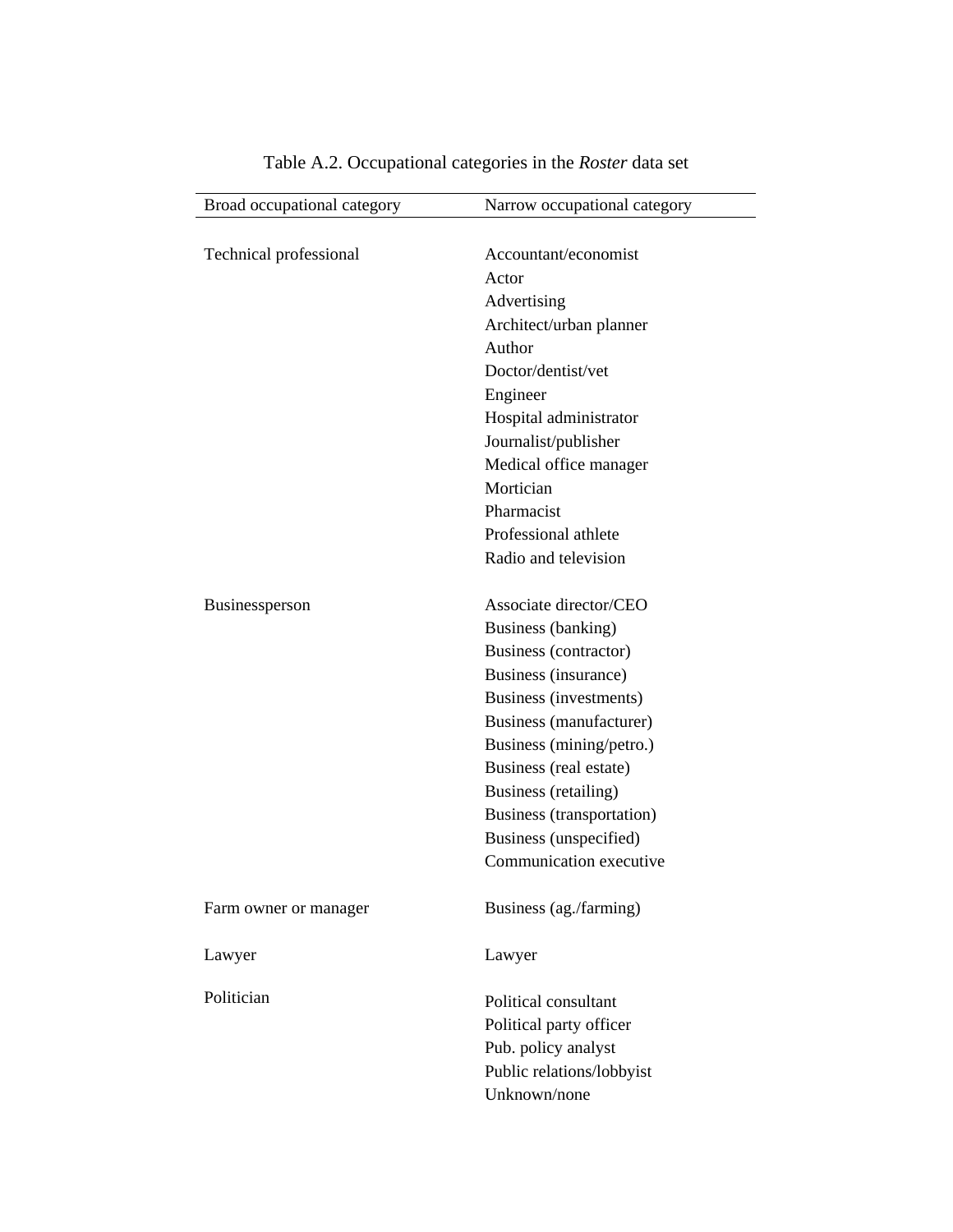Table A.2. Occupational categories in the *Roster* data set

| Broad occupational category | Narrow occupational category |
|---|---|
| Technical professional | Accountant/economist |
| | Actor |
| | Advertising |
| | Architect/urban planner |
| | Author |
| | Doctor/dentist/vet |
| | Engineer |
| | Hospital administrator |
| | Journalist/publisher |
| | Medical office manager |
| | Mortician |
| | Pharmacist |
| | Professional athlete |
| | Radio and television |
| Businessperson | Associate director/CEO |
| | Business (banking) |
| | Business (contractor) |
| | Business (insurance) |
| | Business (investments) |
| | Business (manufacturer) |
| | Business (mining/petro.) |
| | Business (real estate) |
| | Business (retailing) |
| | Business (transportation) |
| | Business (unspecified) |
| | Communication executive |
| Farm owner or manager | Business (ag./farming) |
| Lawyer | Lawyer |
| Politician | Political consultant |
| | Political party officer |
| | Pub. policy analyst |
| | Public relations/lobbyist |
| | Unknown/none |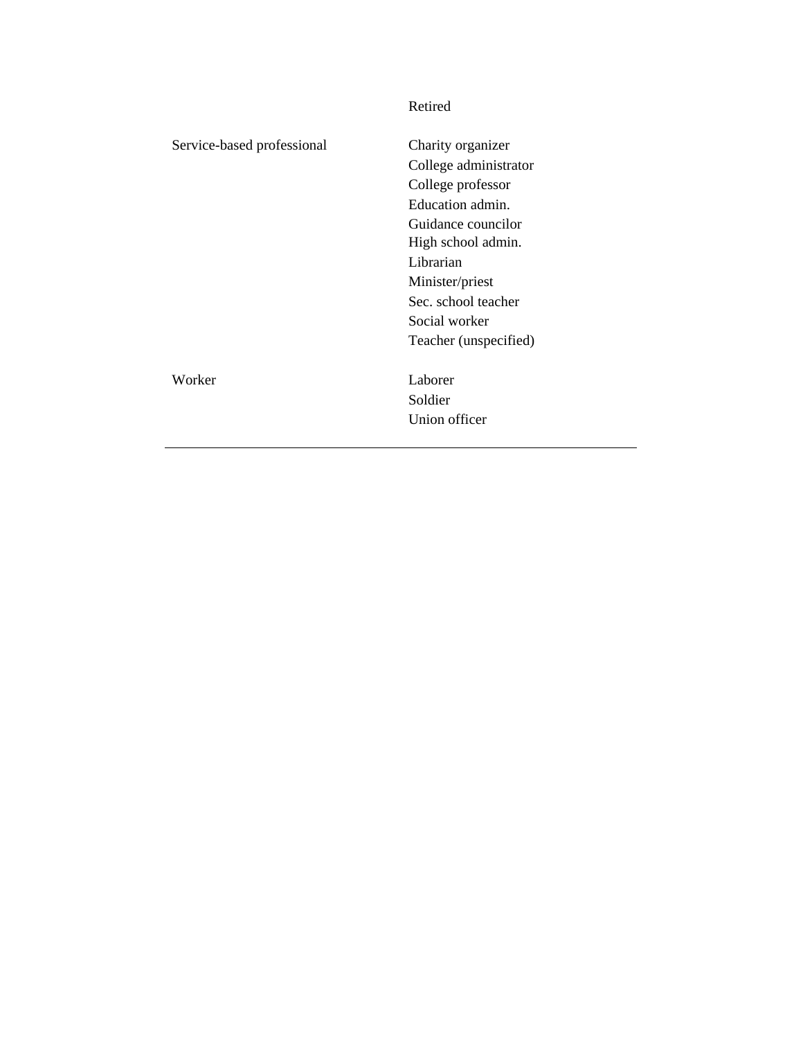| | |
|---|---|
| | Retired |
| Service-based professional | Charity organizer |
| | College administrator |
| | College professor |
| | Education admin. |
| | Guidance councilor |
| | High school admin. |
| | Librarian |
| | Minister/priest |
| | Sec. school teacher |
| | Social worker |
| | Teacher (unspecified) |
| Worker | Laborer |
| | Soldier |
| | Union officer |